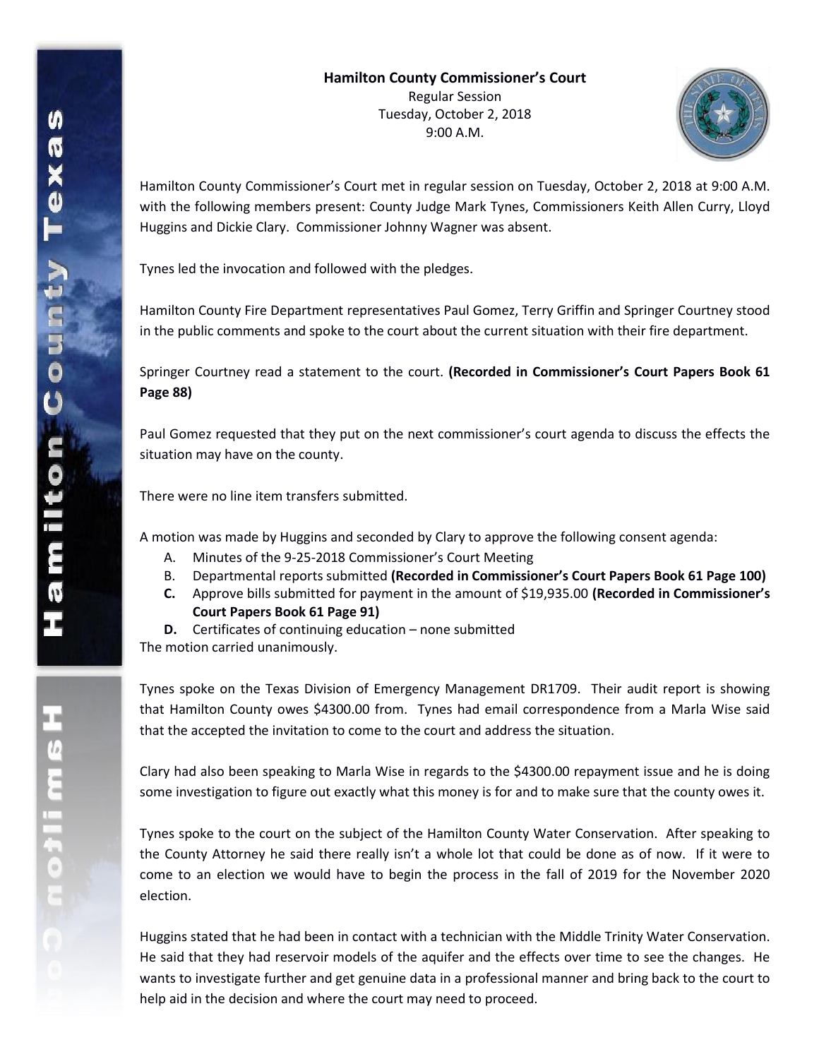**Hamilton County Commissioner's Court**
Regular Session
Tuesday, October 2, 2018
9:00 A.M.

Hamilton County Commissioner's Court met in regular session on Tuesday, October 2, 2018 at 9:00 A.M. with the following members present: County Judge Mark Tynes, Commissioners Keith Allen Curry, Lloyd Huggins and Dickie Clary. Commissioner Johnny Wagner was absent.

Tynes led the invocation and followed with the pledges.

Hamilton County Fire Department representatives Paul Gomez, Terry Griffin and Springer Courtney stood in the public comments and spoke to the court about the current situation with their fire department.

Springer Courtney read a statement to the court. **(Recorded in Commissioner's Court Papers Book 61 Page 88)**

Paul Gomez requested that they put on the next commissioner's court agenda to discuss the effects the situation may have on the county.

There were no line item transfers submitted.

A motion was made by Huggins and seconded by Clary to approve the following consent agenda:

A. Minutes of the 9-25-2018 Commissioner's Court Meeting
B. Departmental reports submitted **(Recorded in Commissioner's Court Papers Book 61 Page 100)**
**C.** Approve bills submitted for payment in the amount of $19,935.00 **(Recorded in Commissioner's Court Papers Book 61 Page 91)**
**D.** Certificates of continuing education – none submitted

The motion carried unanimously.

Tynes spoke on the Texas Division of Emergency Management DR1709. Their audit report is showing that Hamilton County owes $4300.00 from. Tynes had email correspondence from a Marla Wise said that the accepted the invitation to come to the court and address the situation.

Clary had also been speaking to Marla Wise in regards to the $4300.00 repayment issue and he is doing some investigation to figure out exactly what this money is for and to make sure that the county owes it.

Tynes spoke to the court on the subject of the Hamilton County Water Conservation. After speaking to the County Attorney he said there really isn't a whole lot that could be done as of now. If it were to come to an election we would have to begin the process in the fall of 2019 for the November 2020 election.

Huggins stated that he had been in contact with a technician with the Middle Trinity Water Conservation. He said that they had reservoir models of the aquifer and the effects over time to see the changes. He wants to investigate further and get genuine data in a professional manner and bring back to the court to help aid in the decision and where the court may need to proceed.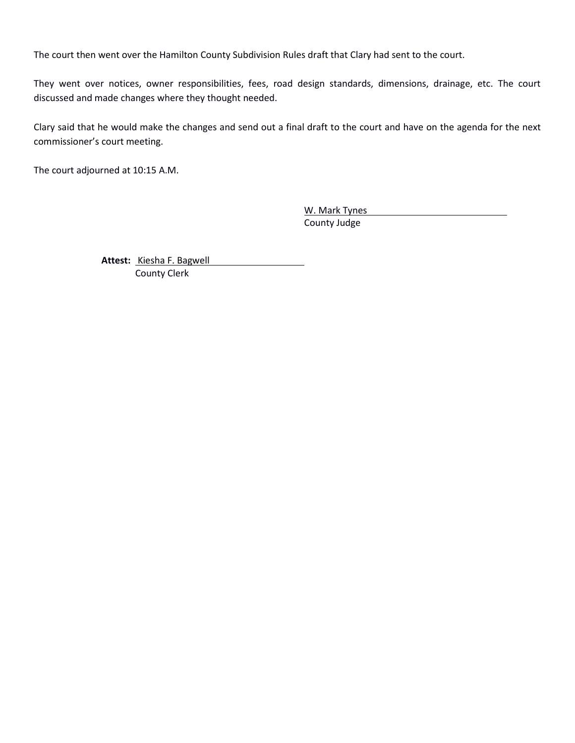The court then went over the Hamilton County Subdivision Rules draft that Clary had sent to the court.

They went over notices, owner responsibilities, fees, road design standards, dimensions, drainage, etc. The court discussed and made changes where they thought needed.

Clary said that he would make the changes and send out a final draft to the court and have on the agenda for the next commissioner's court meeting.

The court adjourned at 10:15 A.M.

W. Mark Tynes
County Judge

**Attest:** Kiesha F. Bagwell
County Clerk